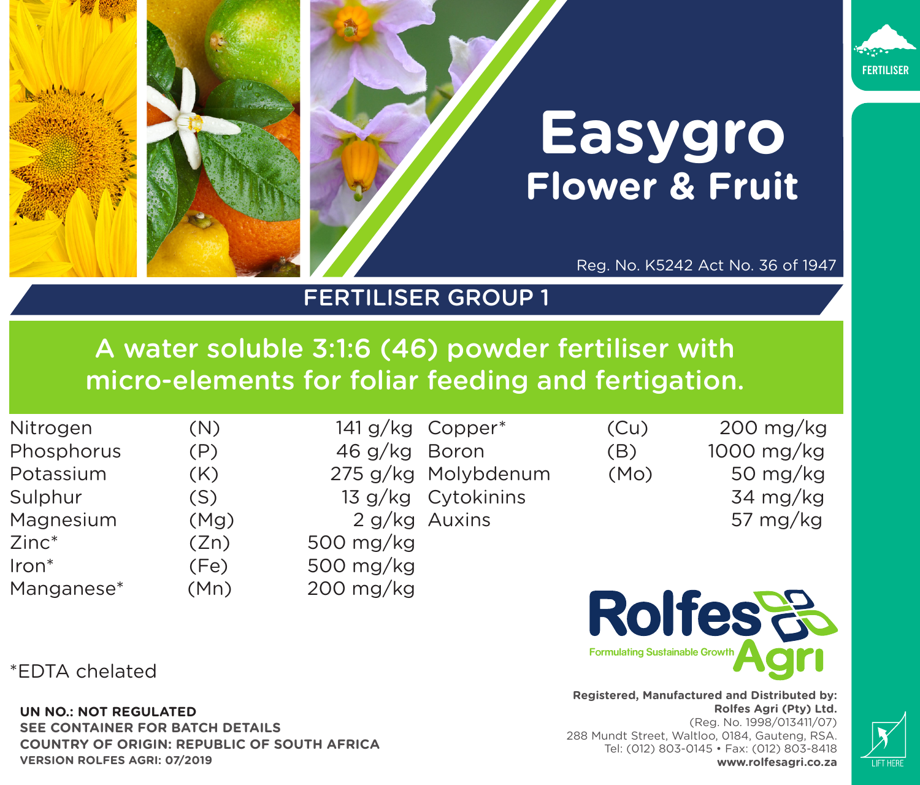FERTILISER

# Easygro

## Flower & Fruit

Reg. No. K5242 Act No. 36 of 1947

**FERTILISER GROUP 1**

**A water soluble 3:1:6 (46) powder fertiliser with micro-elements for foliar feeding and fertigation.**

| Nutrient | Symbol | Content |
|---|---|---|
| Nitrogen | (N) | 141 g/kg |
| Phosphorus | (P) | 46 g/kg |
| Potassium | (K) | 275 g/kg |
| Sulphur | (S) | 13 g/kg |
| Magnesium | (Mg) | 2 g/kg |
| Zinc* | (Zn) | 500 mg/kg |
| Iron* | (Fe) | 500 mg/kg |
| Manganese* | (Mn) | 200 mg/kg |
| Copper* | (Cu) | 200 mg/kg |
| Boron | (B) | 1000 mg/kg |
| Molybdenum | (Mo) | 50 mg/kg |
| Cytokinins | | 34 mg/kg |
| Auxins | | 57 mg/kg |

*EDTA chelated

Rolfes Agri
Formulating Sustainable Growth

**UN NO.: NOT REGULATED**
**SEE CONTAINER FOR BATCH DETAILS**
**COUNTRY OF ORIGIN: REPUBLIC OF SOUTH AFRICA**
**VERSION ROLFES AGRI: 07/2019**

**Registered, Manufactured and Distributed by:**
**Rolfes Agri (Pty) Ltd.**
(Reg. No. 1998/013411/07)
288 Mundt Street, Waltloo, 0184, Gauteng, RSA.
Tel: (012) 803-0145 • Fax: (012) 803-8418
**www.rolfesagri.co.za**

LIFT HERE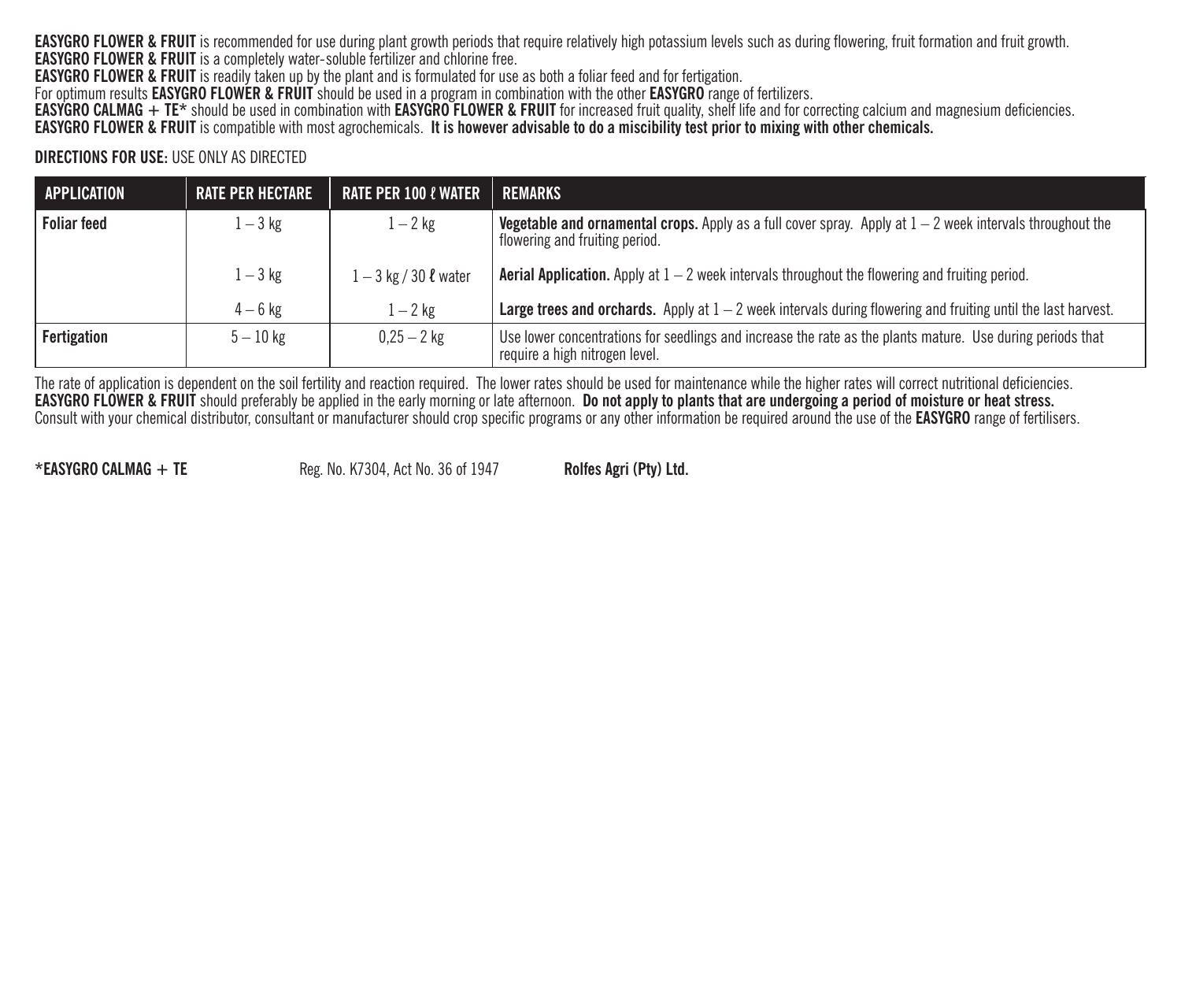**EASYGRO FLOWER & FRUIT** is recommended for use during plant growth periods that require relatively high potassium levels such as during flowering, fruit formation and fruit growth.
**EASYGRO FLOWER & FRUIT** is a completely water-soluble fertilizer and chlorine free.
**EASYGRO FLOWER & FRUIT** is readily taken up by the plant and is formulated for use as both a foliar feed and for fertigation.
For optimum results **EASYGRO FLOWER & FRUIT** should be used in a program in combination with the other **EASYGRO** range of fertilizers.
**EASYGRO CALMAG + TE*** should be used in combination with **EASYGRO FLOWER & FRUIT** for increased fruit quality, shelf life and for correcting calcium and magnesium deficiencies.
**EASYGRO FLOWER & FRUIT** is compatible with most agrochemicals. **It is however advisable to do a miscibility test prior to mixing with other chemicals.**

**DIRECTIONS FOR USE:** USE ONLY AS DIRECTED

| APPLICATION | RATE PER HECTARE | RATE PER 100 ℓ WATER | REMARKS |
|---|---|---|---|
| **Foliar feed** | 1 – 3 kg | 1 – 2 kg | **Vegetable and ornamental crops.** Apply as a full cover spray. Apply at 1 – 2 week intervals throughout the flowering and fruiting period. |
| | 1 – 3 kg | 1 – 3 kg / 30 ℓ water | **Aerial Application.** Apply at 1 – 2 week intervals throughout the flowering and fruiting period. |
| | 4 – 6 kg | 1 – 2 kg | **Large trees and orchards.** Apply at 1 – 2 week intervals during flowering and fruiting until the last harvest. |
| **Fertigation** | 5 – 10 kg | 0,25 – 2 kg | Use lower concentrations for seedlings and increase the rate as the plants mature. Use during periods that require a high nitrogen level. |

The rate of application is dependent on the soil fertility and reaction required. The lower rates should be used for maintenance while the higher rates will correct nutritional deficiencies.
**EASYGRO FLOWER & FRUIT** should preferably be applied in the early morning or late afternoon. **Do not apply to plants that are undergoing a period of moisture or heat stress.**
Consult with your chemical distributor, consultant or manufacturer should crop specific programs or any other information be required around the use of the **EASYGRO** range of fertilisers.

***EASYGRO CALMAG + TE** Reg. No. K7304, Act No. 36 of 1947 **Rolfes Agri (Pty) Ltd.**